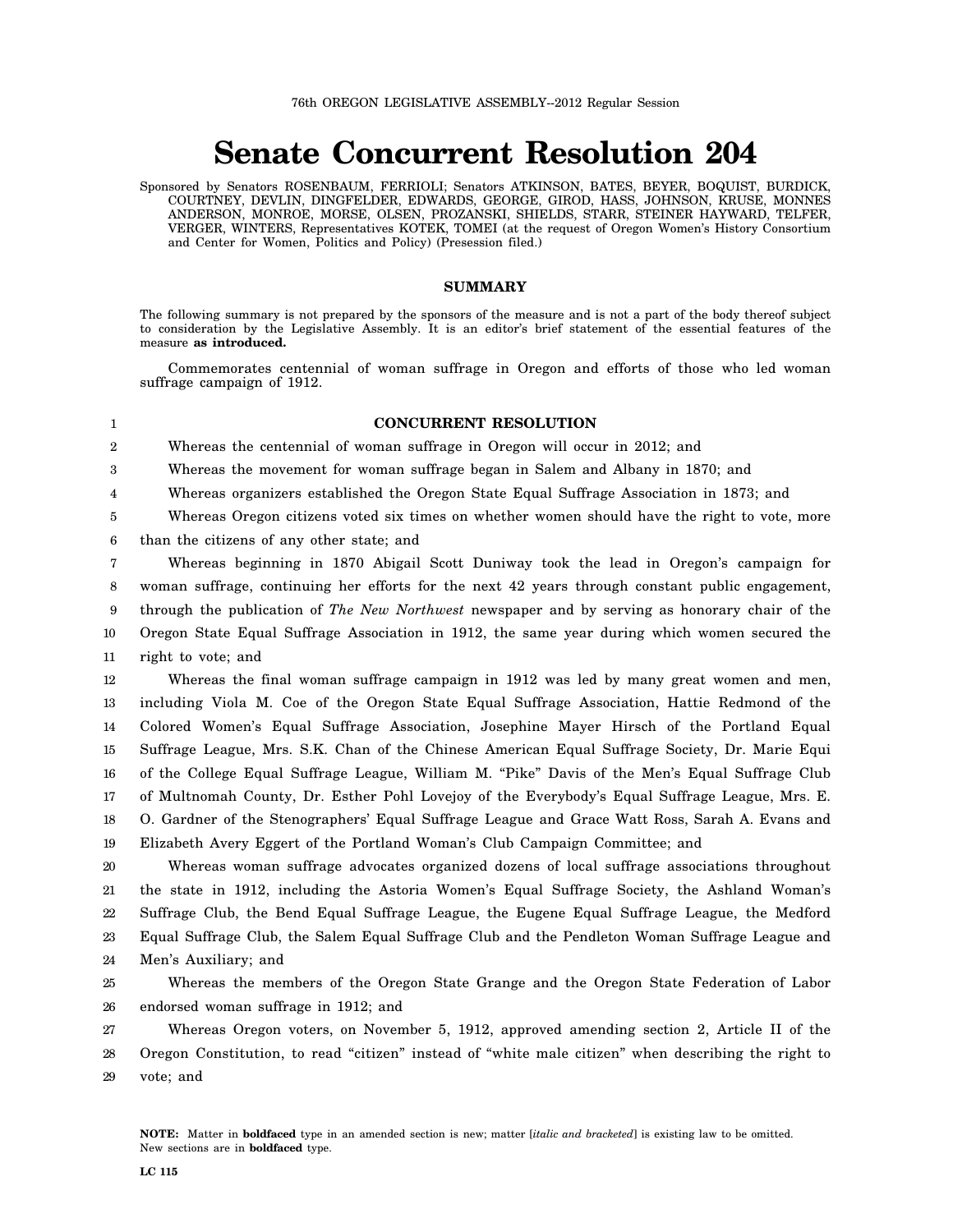76th OREGON LEGISLATIVE ASSEMBLY--2012 Regular Session

# Senate Concurrent Resolution 204

Sponsored by Senators ROSENBAUM, FERRIOLI; Senators ATKINSON, BATES, BEYER, BOQUIST, BURDICK, COURTNEY, DEVLIN, DINGFELDER, EDWARDS, GEORGE, GIROD, HASS, JOHNSON, KRUSE, MONNES ANDERSON, MONROE, MORSE, OLSEN, PROZANSKI, SHIELDS, STARR, STEINER HAYWARD, TELFER, VERGER, WINTERS, Representatives KOTEK, TOMEI (at the request of Oregon Women's History Consortium and Center for Women, Politics and Policy) (Presession filed.)

## SUMMARY

The following summary is not prepared by the sponsors of the measure and is not a part of the body thereof subject to consideration by the Legislative Assembly. It is an editor's brief statement of the essential features of the measure **as introduced.**

Commemorates centennial of woman suffrage in Oregon and efforts of those who led woman suffrage campaign of 1912.

**CONCURRENT RESOLUTION**

Whereas the centennial of woman suffrage in Oregon will occur in 2012; and

Whereas the movement for woman suffrage began in Salem and Albany in 1870; and

Whereas organizers established the Oregon State Equal Suffrage Association in 1873; and

Whereas Oregon citizens voted six times on whether women should have the right to vote, more than the citizens of any other state; and

Whereas beginning in 1870 Abigail Scott Duniway took the lead in Oregon's campaign for woman suffrage, continuing her efforts for the next 42 years through constant public engagement, through the publication of *The New Northwest* newspaper and by serving as honorary chair of the Oregon State Equal Suffrage Association in 1912, the same year during which women secured the right to vote; and

Whereas the final woman suffrage campaign in 1912 was led by many great women and men, including Viola M. Coe of the Oregon State Equal Suffrage Association, Hattie Redmond of the Colored Women's Equal Suffrage Association, Josephine Mayer Hirsch of the Portland Equal Suffrage League, Mrs. S.K. Chan of the Chinese American Equal Suffrage Society, Dr. Marie Equi of the College Equal Suffrage League, William M. "Pike" Davis of the Men's Equal Suffrage Club of Multnomah County, Dr. Esther Pohl Lovejoy of the Everybody's Equal Suffrage League, Mrs. E. O. Gardner of the Stenographers' Equal Suffrage League and Grace Watt Ross, Sarah A. Evans and Elizabeth Avery Eggert of the Portland Woman's Club Campaign Committee; and

Whereas woman suffrage advocates organized dozens of local suffrage associations throughout the state in 1912, including the Astoria Women's Equal Suffrage Society, the Ashland Woman's Suffrage Club, the Bend Equal Suffrage League, the Eugene Equal Suffrage League, the Medford Equal Suffrage Club, the Salem Equal Suffrage Club and the Pendleton Woman Suffrage League and Men's Auxiliary; and

Whereas the members of the Oregon State Grange and the Oregon State Federation of Labor endorsed woman suffrage in 1912; and

Whereas Oregon voters, on November 5, 1912, approved amending section 2, Article II of the Oregon Constitution, to read "citizen" instead of "white male citizen" when describing the right to vote; and

**NOTE:** Matter in **boldfaced** type in an amended section is new; matter [*italic and bracketed*] is existing law to be omitted. New sections are in **boldfaced** type.

LC 115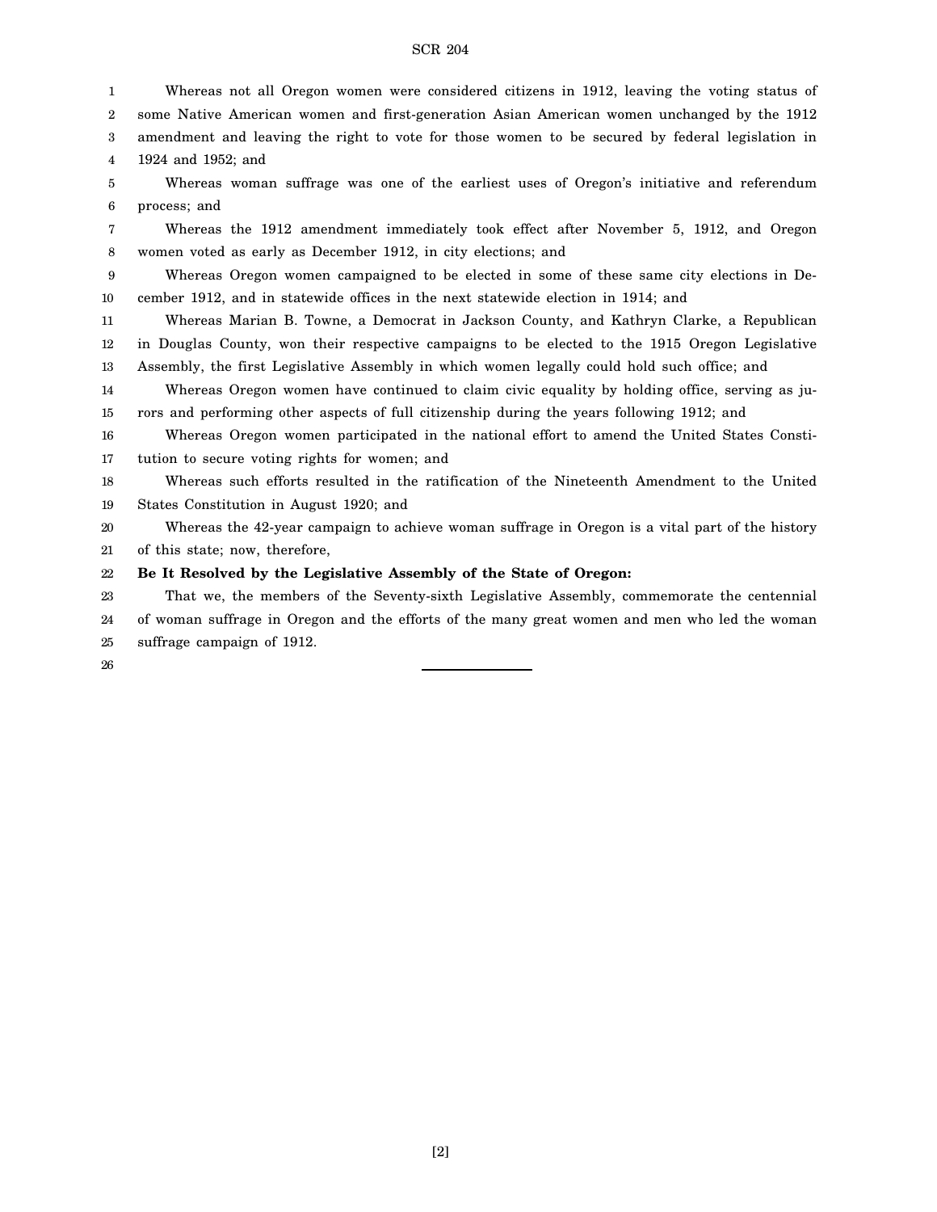Whereas not all Oregon women were considered citizens in 1912, leaving the voting status of some Native American women and first-generation Asian American women unchanged by the 1912 amendment and leaving the right to vote for those women to be secured by federal legislation in 1924 and 1952; and

Whereas woman suffrage was one of the earliest uses of Oregon's initiative and referendum process; and

Whereas the 1912 amendment immediately took effect after November 5, 1912, and Oregon women voted as early as December 1912, in city elections; and

Whereas Oregon women campaigned to be elected in some of these same city elections in December 1912, and in statewide offices in the next statewide election in 1914; and

Whereas Marian B. Towne, a Democrat in Jackson County, and Kathryn Clarke, a Republican in Douglas County, won their respective campaigns to be elected to the 1915 Oregon Legislative Assembly, the first Legislative Assembly in which women legally could hold such office; and

Whereas Oregon women have continued to claim civic equality by holding office, serving as jurors and performing other aspects of full citizenship during the years following 1912; and

Whereas Oregon women participated in the national effort to amend the United States Constitution to secure voting rights for women; and

Whereas such efforts resulted in the ratification of the Nineteenth Amendment to the United States Constitution in August 1920; and

Whereas the 42-year campaign to achieve woman suffrage in Oregon is a vital part of the history of this state; now, therefore,

**Be It Resolved by the Legislative Assembly of the State of Oregon:**

That we, the members of the Seventy-sixth Legislative Assembly, commemorate the centennial of woman suffrage in Oregon and the efforts of the many great women and men who led the woman suffrage campaign of 1912.